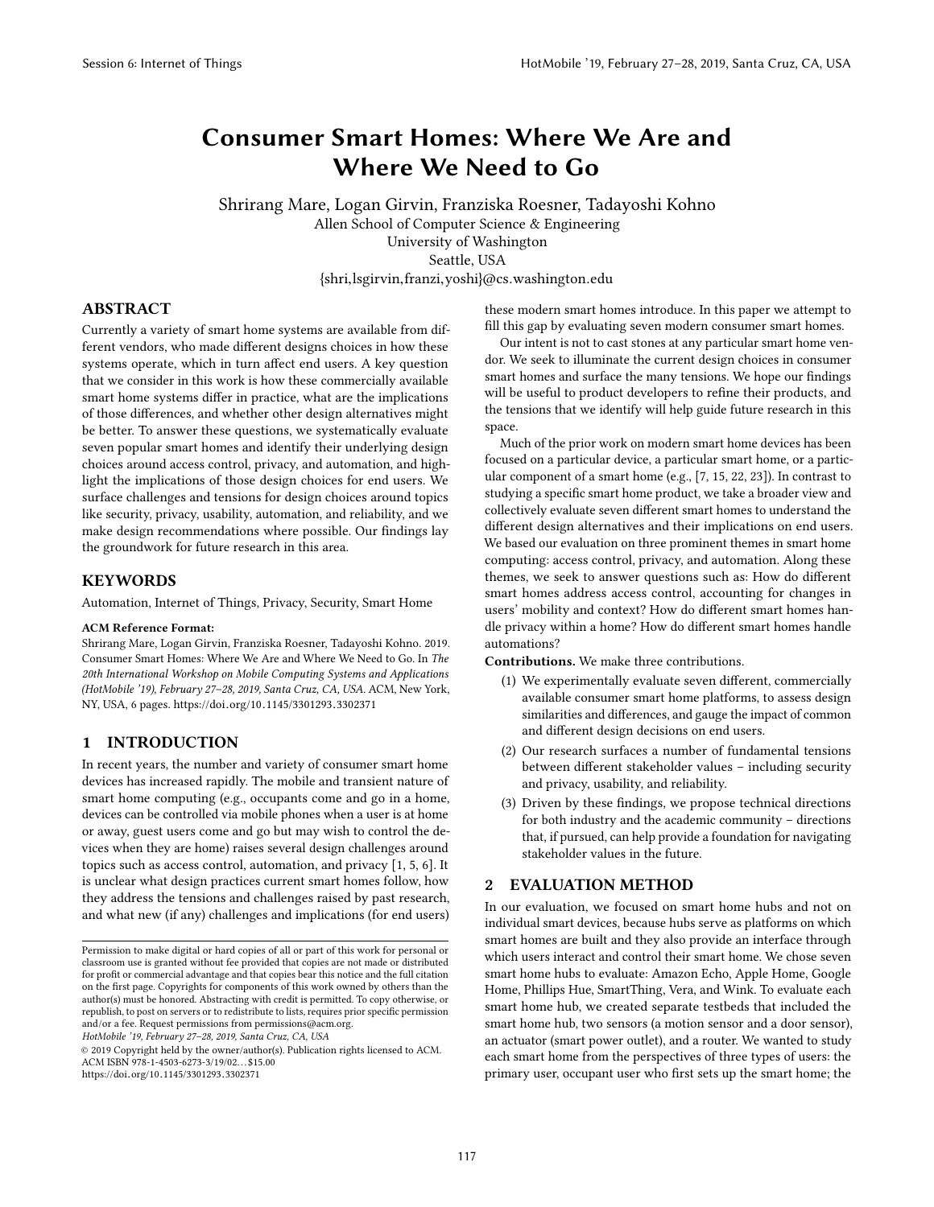# Consumer Smart Homes: Where We Are and Where We Need to Go

Shrirang Mare, Logan Girvin, Franziska Roesner, Tadayoshi Kohno
Allen School of Computer Science & Engineering
University of Washington
Seattle, USA
{shri,lsgirvin,franzi,yoshi}@cs.washington.edu

## ABSTRACT

Currently a variety of smart home systems are available from different vendors, who made different designs choices in how these systems operate, which in turn affect end users. A key question that we consider in this work is how these commercially available smart home systems differ in practice, what are the implications of those differences, and whether other design alternatives might be better. To answer these questions, we systematically evaluate seven popular smart homes and identify their underlying design choices around access control, privacy, and automation, and highlight the implications of those design choices for end users. We surface challenges and tensions for design choices around topics like security, privacy, usability, automation, and reliability, and we make design recommendations where possible. Our findings lay the groundwork for future research in this area.

## KEYWORDS

Automation, Internet of Things, Privacy, Security, Smart Home

**ACM Reference Format:**
Shrirang Mare, Logan Girvin, Franziska Roesner, Tadayoshi Kohno. 2019. Consumer Smart Homes: Where We Are and Where We Need to Go. In *The 20th International Workshop on Mobile Computing Systems and Applications (HotMobile '19), February 27–28, 2019, Santa Cruz, CA, USA.* ACM, New York, NY, USA, 6 pages. https://doi.org/10.1145/3301293.3302371

## 1 INTRODUCTION

In recent years, the number and variety of consumer smart home devices has increased rapidly. The mobile and transient nature of smart home computing (e.g., occupants come and go in a home, devices can be controlled via mobile phones when a user is at home or away, guest users come and go but may wish to control the devices when they are home) raises several design challenges around topics such as access control, automation, and privacy [1, 5, 6]. It is unclear what design practices current smart homes follow, how they address the tensions and challenges raised by past research, and what new (if any) challenges and implications (for end users) these modern smart homes introduce. In this paper we attempt to fill this gap by evaluating seven modern consumer smart homes.

Our intent is not to cast stones at any particular smart home vendor. We seek to illuminate the current design choices in consumer smart homes and surface the many tensions. We hope our findings will be useful to product developers to refine their products, and the tensions that we identify will help guide future research in this space.

Much of the prior work on modern smart home devices has been focused on a particular device, a particular smart home, or a particular component of a smart home (e.g., [7, 15, 22, 23]). In contrast to studying a specific smart home product, we take a broader view and collectively evaluate seven different smart homes to understand the different design alternatives and their implications on end users. We based our evaluation on three prominent themes in smart home computing: access control, privacy, and automation. Along these themes, we seek to answer questions such as: How do different smart homes address access control, accounting for changes in users' mobility and context? How do different smart homes handle privacy within a home? How do different smart homes handle automations?

**Contributions.** We make three contributions.

1. We experimentally evaluate seven different, commercially available consumer smart home platforms, to assess design similarities and differences, and gauge the impact of common and different design decisions on end users.
2. Our research surfaces a number of fundamental tensions between different stakeholder values – including security and privacy, usability, and reliability.
3. Driven by these findings, we propose technical directions for both industry and the academic community – directions that, if pursued, can help provide a foundation for navigating stakeholder values in the future.

## 2 EVALUATION METHOD

In our evaluation, we focused on smart home hubs and not on individual smart devices, because hubs serve as platforms on which smart homes are built and they also provide an interface through which users interact and control their smart home. We chose seven smart home hubs to evaluate: Amazon Echo, Apple Home, Google Home, Phillips Hue, SmartThing, Vera, and Wink. To evaluate each smart home hub, we created separate testbeds that included the smart home hub, two sensors (a motion sensor and a door sensor), an actuator (smart power outlet), and a router. We wanted to study each smart home from the perspectives of three types of users: the primary user, occupant user who first sets up the smart home; the

Permission to make digital or hard copies of all or part of this work for personal or classroom use is granted without fee provided that copies are not made or distributed for profit or commercial advantage and that copies bear this notice and the full citation on the first page. Copyrights for components of this work owned by others than the author(s) must be honored. Abstracting with credit is permitted. To copy otherwise, or republish, to post on servers or to redistribute to lists, requires prior specific permission and/or a fee. Request permissions from permissions@acm.org.
*HotMobile '19, February 27–28, 2019, Santa Cruz, CA, USA*
© 2019 Copyright held by the owner/author(s). Publication rights licensed to ACM.
ACM ISBN 978-1-4503-6273-3/19/02...$15.00
https://doi.org/10.1145/3301293.3302371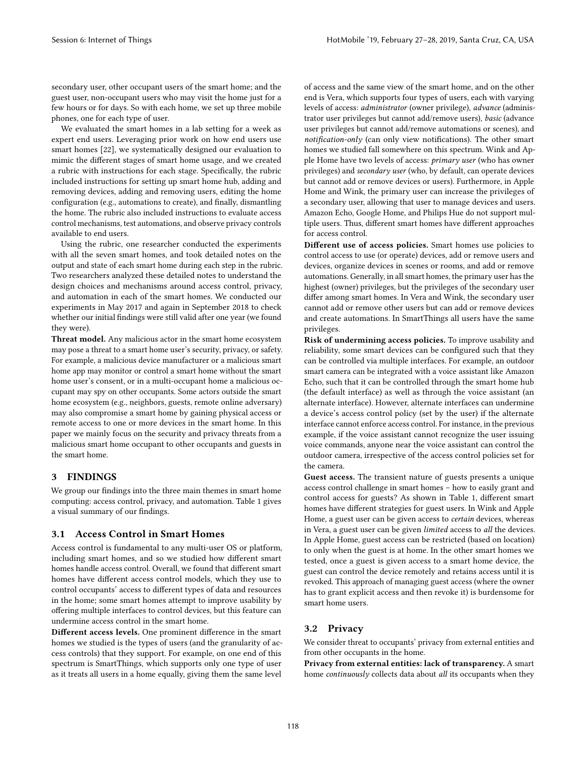secondary user, other occupant users of the smart home; and the guest user, non-occupant users who may visit the home just for a few hours or for days. So with each home, we set up three mobile phones, one for each type of user.

We evaluated the smart homes in a lab setting for a week as expert end users. Leveraging prior work on how end users use smart homes [22], we systematically designed our evaluation to mimic the different stages of smart home usage, and we created a rubric with instructions for each stage. Specifically, the rubric included instructions for setting up smart home hub, adding and removing devices, adding and removing users, editing the home configuration (e.g., automations to create), and finally, dismantling the home. The rubric also included instructions to evaluate access control mechanisms, test automations, and observe privacy controls available to end users.

Using the rubric, one researcher conducted the experiments with all the seven smart homes, and took detailed notes on the output and state of each smart home during each step in the rubric. Two researchers analyzed these detailed notes to understand the design choices and mechanisms around access control, privacy, and automation in each of the smart homes. We conducted our experiments in May 2017 and again in September 2018 to check whether our initial findings were still valid after one year (we found they were).

**Threat model.** Any malicious actor in the smart home ecosystem may pose a threat to a smart home user's security, privacy, or safety. For example, a malicious device manufacturer or a malicious smart home app may monitor or control a smart home without the smart home user's consent, or in a multi-occupant home a malicious occupant may spy on other occupants. Some actors outside the smart home ecosystem (e.g., neighbors, guests, remote online adversary) may also compromise a smart home by gaining physical access or remote access to one or more devices in the smart home. In this paper we mainly focus on the security and privacy threats from a malicious smart home occupant to other occupants and guests in the smart home.

# 3 FINDINGS

We group our findings into the three main themes in smart home computing: access control, privacy, and automation. Table 1 gives a visual summary of our findings.

## 3.1 Access Control in Smart Homes

Access control is fundamental to any multi-user OS or platform, including smart homes, and so we studied how different smart homes handle access control. Overall, we found that different smart homes have different access control models, which they use to control occupants' access to different types of data and resources in the home; some smart homes attempt to improve usability by offering multiple interfaces to control devices, but this feature can undermine access control in the smart home.

**Different access levels.** One prominent difference in the smart homes we studied is the types of users (and the granularity of access controls) that they support. For example, on one end of this spectrum is SmartThings, which supports only one type of user as it treats all users in a home equally, giving them the same level of access and the same view of the smart home, and on the other end is Vera, which supports four types of users, each with varying levels of access: *administrator* (owner privilege), *advance* (administrator user privileges but cannot add/remove users), *basic* (advance user privileges but cannot add/remove automations or scenes), and *notification-only* (can only view notifications). The other smart homes we studied fall somewhere on this spectrum. Wink and Apple Home have two levels of access: *primary user* (who has owner privileges) and *secondary user* (who, by default, can operate devices but cannot add or remove devices or users). Furthermore, in Apple Home and Wink, the primary user can increase the privileges of a secondary user, allowing that user to manage devices and users. Amazon Echo, Google Home, and Philips Hue do not support multiple users. Thus, different smart homes have different approaches for access control.

**Different use of access policies.** Smart homes use policies to control access to use (or operate) devices, add or remove users and devices, organize devices in scenes or rooms, and add or remove automations. Generally, in all smart homes, the primary user has the highest (owner) privileges, but the privileges of the secondary user differ among smart homes. In Vera and Wink, the secondary user cannot add or remove other users but can add or remove devices and create automations. In SmartThings all users have the same privileges.

**Risk of undermining access policies.** To improve usability and reliability, some smart devices can be configured such that they can be controlled via multiple interfaces. For example, an outdoor smart camera can be integrated with a voice assistant like Amazon Echo, such that it can be controlled through the smart home hub (the default interface) as well as through the voice assistant (an alternate interface). However, alternate interfaces can undermine a device's access control policy (set by the user) if the alternate interface cannot enforce access control. For instance, in the previous example, if the voice assistant cannot recognize the user issuing voice commands, anyone near the voice assistant can control the outdoor camera, irrespective of the access control policies set for the camera.

**Guest access.** The transient nature of guests presents a unique access control challenge in smart homes – how to easily grant and control access for guests? As shown in Table 1, different smart homes have different strategies for guest users. In Wink and Apple Home, a guest user can be given access to *certain* devices, whereas in Vera, a guest user can be given *limited* access to *all* the devices. In Apple Home, guest access can be restricted (based on location) to only when the guest is at home. In the other smart homes we tested, once a guest is given access to a smart home device, the guest can control the device remotely and retains access until it is revoked. This approach of managing guest access (where the owner has to grant explicit access and then revoke it) is burdensome for smart home users.

## 3.2 Privacy

We consider threat to occupants' privacy from external entities and from other occupants in the home.

**Privacy from external entities: lack of transparency.** A smart home *continuously* collects data about *all* its occupants when they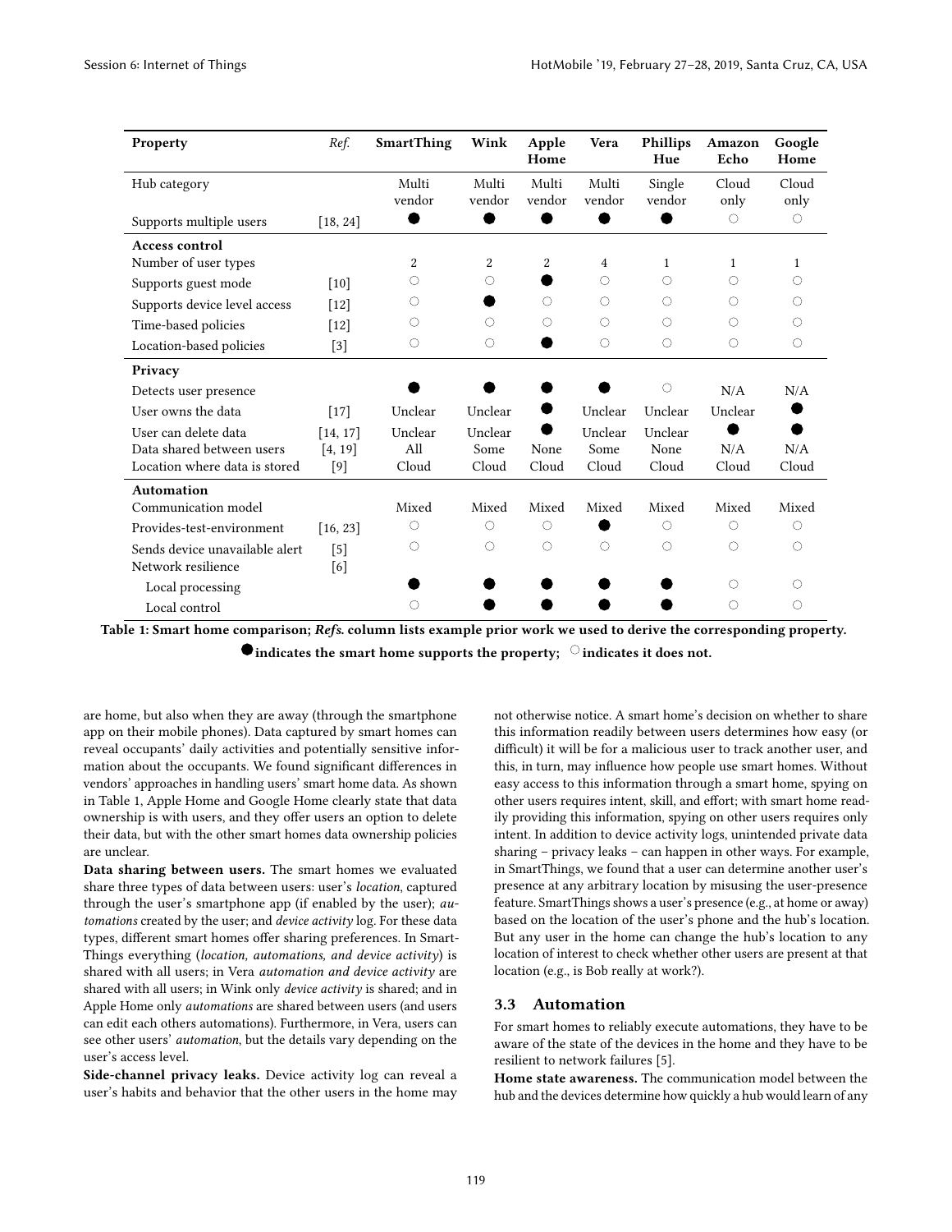| Property | *Ref.* | SmartThing | Wink | Apple Home | Vera | Phillips Hue | Amazon Echo | Google Home |
|---|---|---|---|---|---|---|---|---|
| Hub category | | Multi vendor | Multi vendor | Multi vendor | Multi vendor | Single vendor | Cloud only | Cloud only |
| Supports multiple users | [18, 24] | ● | ● | ● | ● | ● | ○ | ○ |
| **Access control** | | | | | | | | |
| Number of user types | | 2 | 2 | 2 | 4 | 1 | 1 | 1 |
| Supports guest mode | [10] | ○ | ○ | ● | ○ | ○ | ○ | ○ |
| Supports device level access | [12] | ○ | ● | ○ | ○ | ○ | ○ | ○ |
| Time-based policies | [12] | ○ | ○ | ○ | ○ | ○ | ○ | ○ |
| Location-based policies | [3] | ○ | ○ | ● | ○ | ○ | ○ | ○ |
| **Privacy** | | | | | | | | |
| Detects user presence | | ● | ● | ● | ● | ○ | N/A | N/A |
| User owns the data | [17] | Unclear | Unclear | ● | Unclear | Unclear | Unclear | ● |
| User can delete data | [14, 17] | Unclear | Unclear | ● | Unclear | Unclear | ● | ● |
| Data shared between users | [4, 19] | All | Some | None | Some | None | N/A | N/A |
| Location where data is stored | [9] | Cloud | Cloud | Cloud | Cloud | Cloud | Cloud | Cloud |
| **Automation** | | | | | | | | |
| Communication model | | Mixed | Mixed | Mixed | Mixed | Mixed | Mixed | Mixed |
| Provides-test-environment | [16, 23] | ○ | ○ | ○ | ● | ○ | ○ | ○ |
| Sends device unavailable alert | [5] | ○ | ○ | ○ | ○ | ○ | ○ | ○ |
| Network resilience | [6] | | | | | | | |
| Local processing | | ● | ● | ● | ● | ● | ○ | ○ |
| Local control | | ○ | ● | ● | ● | ● | ○ | ○ |

**Table 1: Smart home comparison; *Refs.* column lists example prior work we used to derive the corresponding property. ● indicates the smart home supports the property; ○ indicates it does not.**

are home, but also when they are away (through the smartphone app on their mobile phones). Data captured by smart homes can reveal occupants' daily activities and potentially sensitive information about the occupants. We found significant differences in vendors' approaches in handling users' smart home data. As shown in Table 1, Apple Home and Google Home clearly state that data ownership is with users, and they offer users an option to delete their data, but with the other smart homes data ownership policies are unclear.

**Data sharing between users.** The smart homes we evaluated share three types of data between users: user's *location*, captured through the user's smartphone app (if enabled by the user); *automations* created by the user; and *device activity* log. For these data types, different smart homes offer sharing preferences. In SmartThings everything (*location, automations, and device activity*) is shared with all users; in Vera *automation and device activity* are shared with all users; in Wink only *device activity* is shared; and in Apple Home only *automations* are shared between users (and users can edit each others automations). Furthermore, in Vera, users can see other users' *automation*, but the details vary depending on the user's access level.

**Side-channel privacy leaks.** Device activity log can reveal a user's habits and behavior that the other users in the home may not otherwise notice. A smart home's decision on whether to share this information readily between users determines how easy (or difficult) it will be for a malicious user to track another user, and this, in turn, may influence how people use smart homes. Without easy access to this information through a smart home, spying on other users requires intent, skill, and effort; with smart home readily providing this information, spying on other users requires only intent. In addition to device activity logs, unintended private data sharing – privacy leaks – can happen in other ways. For example, in SmartThings, we found that a user can determine another user's presence at any arbitrary location by misusing the user-presence feature. SmartThings shows a user's presence (e.g., at home or away) based on the location of the user's phone and the hub's location. But any user in the home can change the hub's location to any location of interest to check whether other users are present at that location (e.g., is Bob really at work?).

### 3.3 Automation

For smart homes to reliably execute automations, they have to be aware of the state of the devices in the home and they have to be resilient to network failures [5].

**Home state awareness.** The communication model between the hub and the devices determine how quickly a hub would learn of any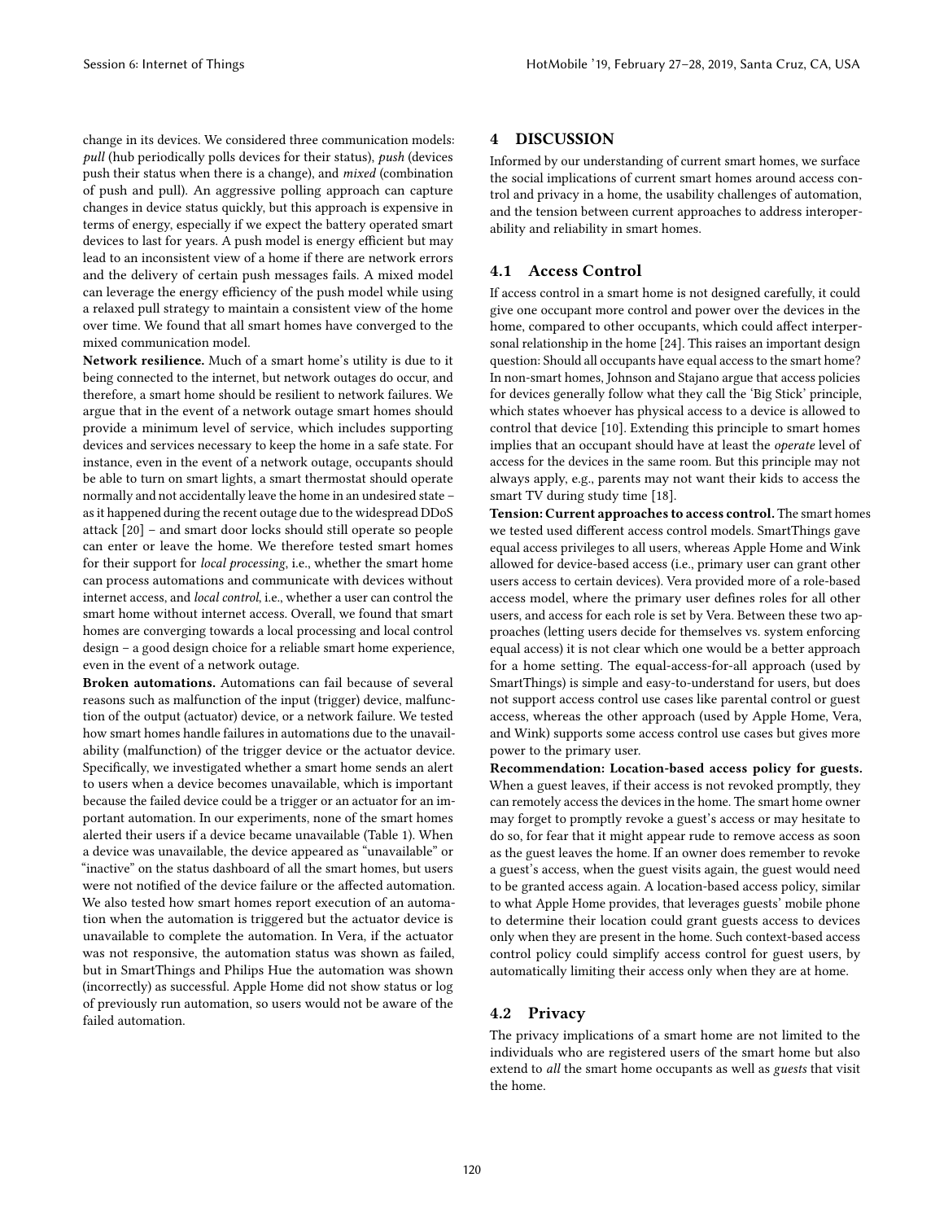change in its devices. We considered three communication models: *pull* (hub periodically polls devices for their status), *push* (devices push their status when there is a change), and *mixed* (combination of push and pull). An aggressive polling approach can capture changes in device status quickly, but this approach is expensive in terms of energy, especially if we expect the battery operated smart devices to last for years. A push model is energy efficient but may lead to an inconsistent view of a home if there are network errors and the delivery of certain push messages fails. A mixed model can leverage the energy efficiency of the push model while using a relaxed pull strategy to maintain a consistent view of the home over time. We found that all smart homes have converged to the mixed communication model.

**Network resilience.** Much of a smart home's utility is due to it being connected to the internet, but network outages do occur, and therefore, a smart home should be resilient to network failures. We argue that in the event of a network outage smart homes should provide a minimum level of service, which includes supporting devices and services necessary to keep the home in a safe state. For instance, even in the event of a network outage, occupants should be able to turn on smart lights, a smart thermostat should operate normally and not accidentally leave the home in an undesired state – as it happened during the recent outage due to the widespread DDoS attack [20] – and smart door locks should still operate so people can enter or leave the home. We therefore tested smart homes for their support for *local processing*, i.e., whether the smart home can process automations and communicate with devices without internet access, and *local control*, i.e., whether a user can control the smart home without internet access. Overall, we found that smart homes are converging towards a local processing and local control design – a good design choice for a reliable smart home experience, even in the event of a network outage.

**Broken automations.** Automations can fail because of several reasons such as malfunction of the input (trigger) device, malfunction of the output (actuator) device, or a network failure. We tested how smart homes handle failures in automations due to the unavailability (malfunction) of the trigger device or the actuator device. Specifically, we investigated whether a smart home sends an alert to users when a device becomes unavailable, which is important because the failed device could be a trigger or an actuator for an important automation. In our experiments, none of the smart homes alerted their users if a device became unavailable (Table 1). When a device was unavailable, the device appeared as "unavailable" or "inactive" on the status dashboard of all the smart homes, but users were not notified of the device failure or the affected automation. We also tested how smart homes report execution of an automation when the automation is triggered but the actuator device is unavailable to complete the automation. In Vera, if the actuator was not responsive, the automation status was shown as failed, but in SmartThings and Philips Hue the automation was shown (incorrectly) as successful. Apple Home did not show status or log of previously run automation, so users would not be aware of the failed automation.

# 4 DISCUSSION

Informed by our understanding of current smart homes, we surface the social implications of current smart homes around access control and privacy in a home, the usability challenges of automation, and the tension between current approaches to address interoperability and reliability in smart homes.

## 4.1 Access Control

If access control in a smart home is not designed carefully, it could give one occupant more control and power over the devices in the home, compared to other occupants, which could affect interpersonal relationship in the home [24]. This raises an important design question: Should all occupants have equal access to the smart home? In non-smart homes, Johnson and Stajano argue that access policies for devices generally follow what they call the 'Big Stick' principle, which states whoever has physical access to a device is allowed to control that device [10]. Extending this principle to smart homes implies that an occupant should have at least the *operate* level of access for the devices in the same room. But this principle may not always apply, e.g., parents may not want their kids to access the smart TV during study time [18].

**Tension: Current approaches to access control.** The smart homes we tested used different access control models. SmartThings gave equal access privileges to all users, whereas Apple Home and Wink allowed for device-based access (i.e., primary user can grant other users access to certain devices). Vera provided more of a role-based access model, where the primary user defines roles for all other users, and access for each role is set by Vera. Between these two approaches (letting users decide for themselves vs. system enforcing equal access) it is not clear which one would be a better approach for a home setting. The equal-access-for-all approach (used by SmartThings) is simple and easy-to-understand for users, but does not support access control use cases like parental control or guest access, whereas the other approach (used by Apple Home, Vera, and Wink) supports some access control use cases but gives more power to the primary user.

**Recommendation: Location-based access policy for guests.** When a guest leaves, if their access is not revoked promptly, they can remotely access the devices in the home. The smart home owner may forget to promptly revoke a guest's access or may hesitate to do so, for fear that it might appear rude to remove access as soon as the guest leaves the home. If an owner does remember to revoke a guest's access, when the guest visits again, the guest would need to be granted access again. A location-based access policy, similar to what Apple Home provides, that leverages guests' mobile phone to determine their location could grant guests access to devices only when they are present in the home. Such context-based access control policy could simplify access control for guest users, by automatically limiting their access only when they are at home.

## 4.2 Privacy

The privacy implications of a smart home are not limited to the individuals who are registered users of the smart home but also extend to *all* the smart home occupants as well as *guests* that visit the home.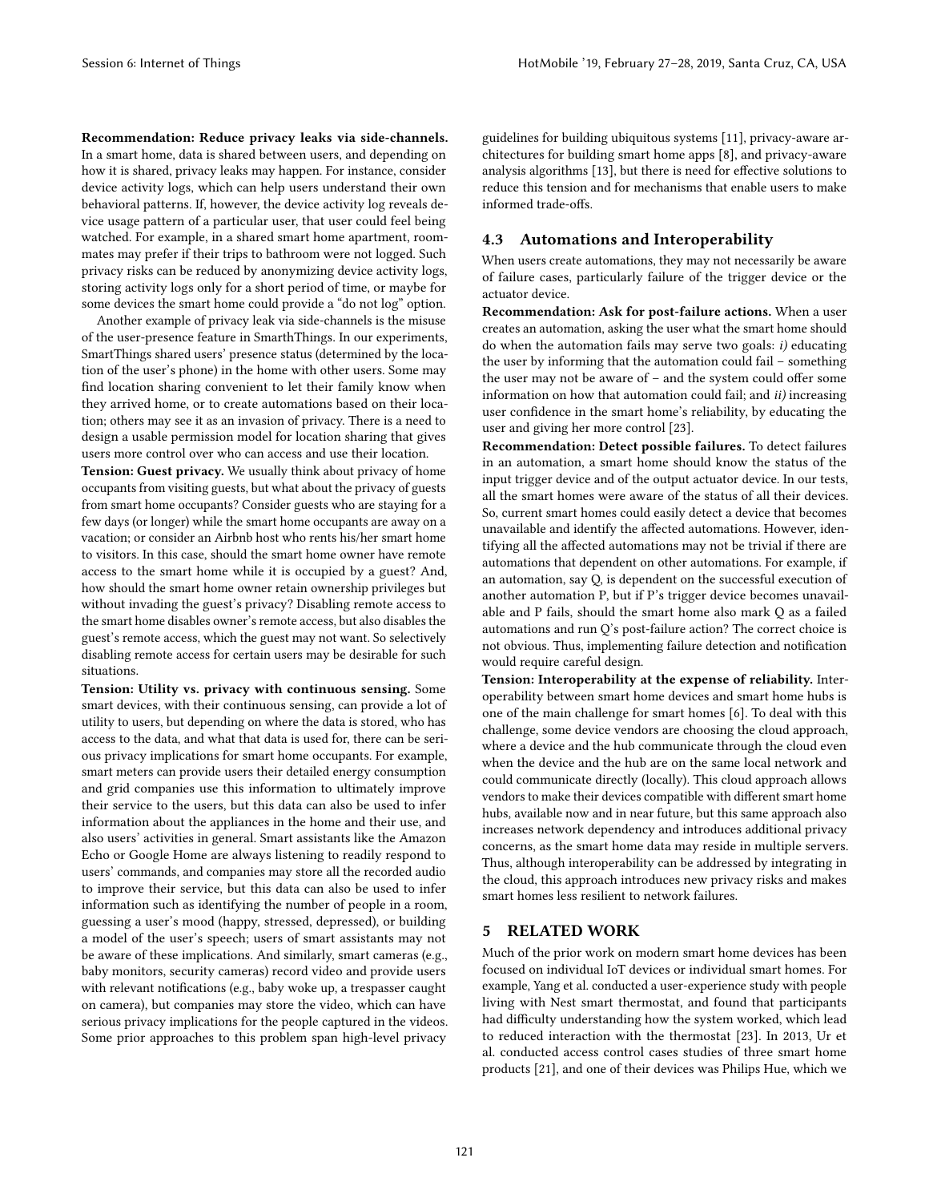**Recommendation: Reduce privacy leaks via side-channels.** In a smart home, data is shared between users, and depending on how it is shared, privacy leaks may happen. For instance, consider device activity logs, which can help users understand their own behavioral patterns. If, however, the device activity log reveals device usage pattern of a particular user, that user could feel being watched. For example, in a shared smart home apartment, roommates may prefer if their trips to bathroom were not logged. Such privacy risks can be reduced by anonymizing device activity logs, storing activity logs only for a short period of time, or maybe for some devices the smart home could provide a "do not log" option.

Another example of privacy leak via side-channels is the misuse of the user-presence feature in SmarthThings. In our experiments, SmartThings shared users' presence status (determined by the location of the user's phone) in the home with other users. Some may find location sharing convenient to let their family know when they arrived home, or to create automations based on their location; others may see it as an invasion of privacy. There is a need to design a usable permission model for location sharing that gives users more control over who can access and use their location.

**Tension: Guest privacy.** We usually think about privacy of home occupants from visiting guests, but what about the privacy of guests from smart home occupants? Consider guests who are staying for a few days (or longer) while the smart home occupants are away on a vacation; or consider an Airbnb host who rents his/her smart home to visitors. In this case, should the smart home owner have remote access to the smart home while it is occupied by a guest? And, how should the smart home owner retain ownership privileges but without invading the guest's privacy? Disabling remote access to the smart home disables owner's remote access, but also disables the guest's remote access, which the guest may not want. So selectively disabling remote access for certain users may be desirable for such situations.

**Tension: Utility vs. privacy with continuous sensing.** Some smart devices, with their continuous sensing, can provide a lot of utility to users, but depending on where the data is stored, who has access to the data, and what that data is used for, there can be serious privacy implications for smart home occupants. For example, smart meters can provide users their detailed energy consumption and grid companies use this information to ultimately improve their service to the users, but this data can also be used to infer information about the appliances in the home and their use, and also users' activities in general. Smart assistants like the Amazon Echo or Google Home are always listening to readily respond to users' commands, and companies may store all the recorded audio to improve their service, but this data can also be used to infer information such as identifying the number of people in a room, guessing a user's mood (happy, stressed, depressed), or building a model of the user's speech; users of smart assistants may not be aware of these implications. And similarly, smart cameras (e.g., baby monitors, security cameras) record video and provide users with relevant notifications (e.g., baby woke up, a trespasser caught on camera), but companies may store the video, which can have serious privacy implications for the people captured in the videos. Some prior approaches to this problem span high-level privacy guidelines for building ubiquitous systems [11], privacy-aware architectures for building smart home apps [8], and privacy-aware analysis algorithms [13], but there is need for effective solutions to reduce this tension and for mechanisms that enable users to make informed trade-offs.

## 4.3 Automations and Interoperability

When users create automations, they may not necessarily be aware of failure cases, particularly failure of the trigger device or the actuator device.

**Recommendation: Ask for post-failure actions.** When a user creates an automation, asking the user what the smart home should do when the automation fails may serve two goals: *i)* educating the user by informing that the automation could fail – something the user may not be aware of – and the system could offer some information on how that automation could fail; and *ii)* increasing user confidence in the smart home's reliability, by educating the user and giving her more control [23].

**Recommendation: Detect possible failures.** To detect failures in an automation, a smart home should know the status of the input trigger device and of the output actuator device. In our tests, all the smart homes were aware of the status of all their devices. So, current smart homes could easily detect a device that becomes unavailable and identify the affected automations. However, identifying all the affected automations may not be trivial if there are automations that dependent on other automations. For example, if an automation, say Q, is dependent on the successful execution of another automation P, but if P's trigger device becomes unavailable and P fails, should the smart home also mark Q as a failed automations and run Q's post-failure action? The correct choice is not obvious. Thus, implementing failure detection and notification would require careful design.

**Tension: Interoperability at the expense of reliability.** Interoperability between smart home devices and smart home hubs is one of the main challenge for smart homes [6]. To deal with this challenge, some device vendors are choosing the cloud approach, where a device and the hub communicate through the cloud even when the device and the hub are on the same local network and could communicate directly (locally). This cloud approach allows vendors to make their devices compatible with different smart home hubs, available now and in near future, but this same approach also increases network dependency and introduces additional privacy concerns, as the smart home data may reside in multiple servers. Thus, although interoperability can be addressed by integrating in the cloud, this approach introduces new privacy risks and makes smart homes less resilient to network failures.

# 5 RELATED WORK

Much of the prior work on modern smart home devices has been focused on individual IoT devices or individual smart homes. For example, Yang et al. conducted a user-experience study with people living with Nest smart thermostat, and found that participants had difficulty understanding how the system worked, which lead to reduced interaction with the thermostat [23]. In 2013, Ur et al. conducted access control cases studies of three smart home products [21], and one of their devices was Philips Hue, which we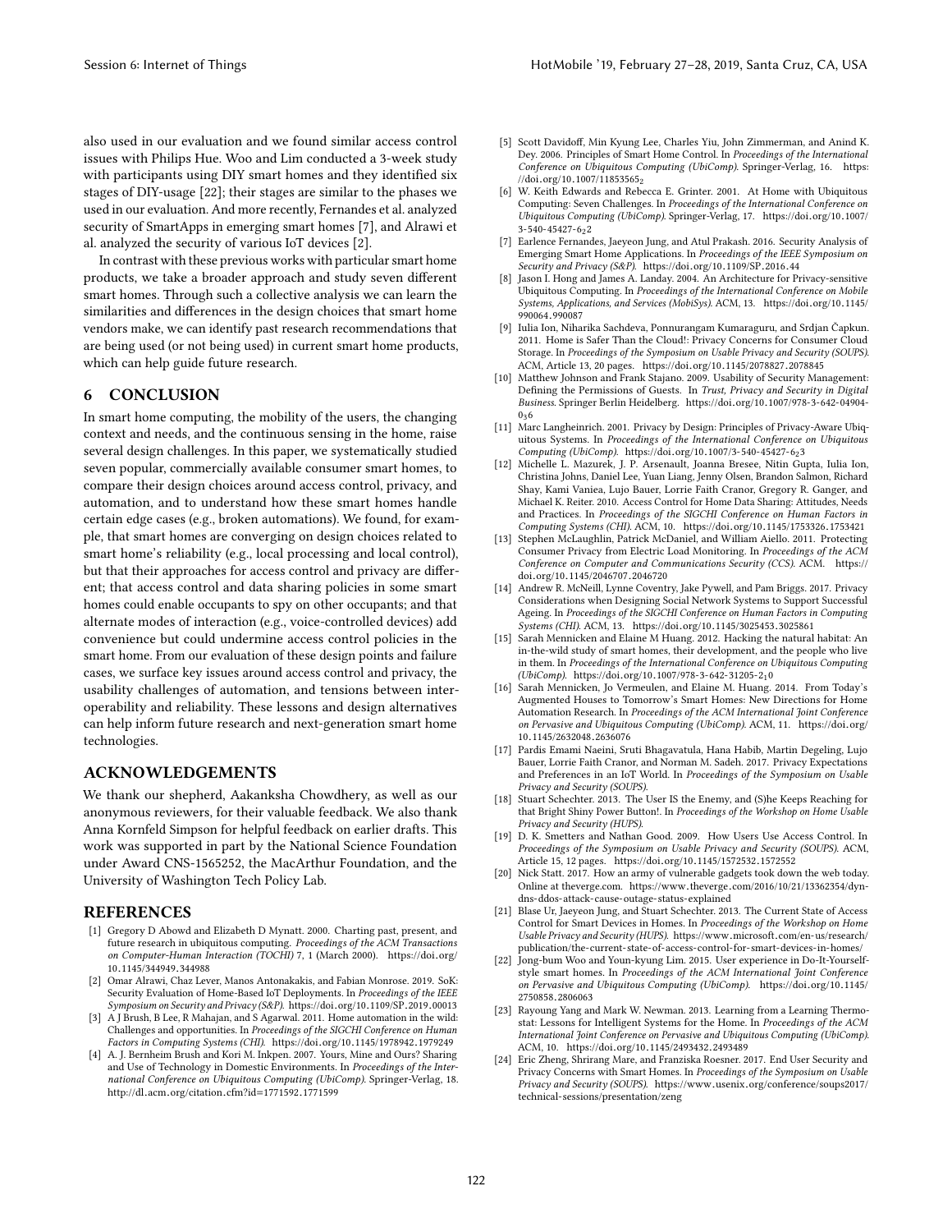also used in our evaluation and we found similar access control issues with Philips Hue. Woo and Lim conducted a 3-week study with participants using DIY smart homes and they identified six stages of DIY-usage [22]; their stages are similar to the phases we used in our evaluation. And more recently, Fernandes et al. analyzed security of SmartApps in emerging smart homes [7], and Alrawi et al. analyzed the security of various IoT devices [2].

In contrast with these previous works with particular smart home products, we take a broader approach and study seven different smart homes. Through such a collective analysis we can learn the similarities and differences in the design choices that smart home vendors make, we can identify past research recommendations that are being used (or not being used) in current smart home products, which can help guide future research.

## 6 CONCLUSION

In smart home computing, the mobility of the users, the changing context and needs, and the continuous sensing in the home, raise several design challenges. In this paper, we systematically studied seven popular, commercially available consumer smart homes, to compare their design choices around access control, privacy, and automation, and to understand how these smart homes handle certain edge cases (e.g., broken automations). We found, for example, that smart homes are converging on design choices related to smart home's reliability (e.g., local processing and local control), but that their approaches for access control and privacy are different; that access control and data sharing policies in some smart homes could enable occupants to spy on other occupants; and that alternate modes of interaction (e.g., voice-controlled devices) add convenience but could undermine access control policies in the smart home. From our evaluation of these design points and failure cases, we surface key issues around access control and privacy, the usability challenges of automation, and tensions between interoperability and reliability. These lessons and design alternatives can help inform future research and next-generation smart home technologies.

## ACKNOWLEDGEMENTS

We thank our shepherd, Aakanksha Chowdhery, as well as our anonymous reviewers, for their valuable feedback. We also thank Anna Kornfeld Simpson for helpful feedback on earlier drafts. This work was supported in part by the National Science Foundation under Award CNS-1565252, the MacArthur Foundation, and the University of Washington Tech Policy Lab.

## REFERENCES

[1] Gregory D Abowd and Elizabeth D Mynatt. 2000. Charting past, present, and future research in ubiquitous computing. *Proceedings of the ACM Transactions on Computer-Human Interaction (TOCHI)* 7, 1 (March 2000). https://doi.org/10.1145/344949.344988

[2] Omar Alrawi, Chaz Lever, Manos Antonakakis, and Fabian Monrose. 2019. SoK: Security Evaluation of Home-Based IoT Deployments. In *Proceedings of the IEEE Symposium on Security and Privacy (S&P)*. https://doi.org/10.1109/SP.2019.00013

[3] A J Brush, B Lee, R Mahajan, and S Agarwal. 2011. Home automation in the wild: Challenges and opportunities. In *Proceedings of the SIGCHI Conference on Human Factors in Computing Systems (CHI)*. https://doi.org/10.1145/1978942.1979249

[4] A. J. Bernheim Brush and Kori M. Inkpen. 2007. Yours, Mine and Ours? Sharing and Use of Technology in Domestic Environments. In *Proceedings of the International Conference on Ubiquitous Computing (UbiComp)*. Springer-Verlag, 18. http://dl.acm.org/citation.cfm?id=1771592.1771599

[5] Scott Davidoff, Min Kyung Lee, Charles Yiu, John Zimmerman, and Anind K. Dey. 2006. Principles of Smart Home Control. In *Proceedings of the International Conference on Ubiquitous Computing (UbiComp)*. Springer-Verlag, 16. https://doi.org/10.1007/11853565$_2$

[6] W. Keith Edwards and Rebecca E. Grinter. 2001. At Home with Ubiquitous Computing: Seven Challenges. In *Proceedings of the International Conference on Ubiquitous Computing (UbiComp)*. Springer-Verlag, 17. https://doi.org/10.1007/3-540-45427-6$_2$2

[7] Earlence Fernandes, Jaeyeon Jung, and Atul Prakash. 2016. Security Analysis of Emerging Smart Home Applications. In *Proceedings of the IEEE Symposium on Security and Privacy (S&P)*. https://doi.org/10.1109/SP.2016.44

[8] Jason I. Hong and James A. Landay. 2004. An Architecture for Privacy-sensitive Ubiquitous Computing. In *Proceedings of the International Conference on Mobile Systems, Applications, and Services (MobiSys)*. ACM, 13. https://doi.org/10.1145/990064.990087

[9] Iulia Ion, Niharika Sachdeva, Ponnurangam Kumaraguru, and Srdjan Čapkun. 2011. Home is Safer Than the Cloud!: Privacy Concerns for Consumer Cloud Storage. In *Proceedings of the Symposium on Usable Privacy and Security (SOUPS)*. ACM, Article 13, 20 pages. https://doi.org/10.1145/2078827.2078845

[10] Matthew Johnson and Frank Stajano. 2009. Usability of Security Management: Defining the Permissions of Guests. In *Trust, Privacy and Security in Digital Business*. Springer Berlin Heidelberg. https://doi.org/10.1007/978-3-642-04904-0$_3$6

[11] Marc Langheinrich. 2001. Privacy by Design: Principles of Privacy-Aware Ubiquitous Systems. In *Proceedings of the International Conference on Ubiquitous Computing (UbiComp)*. https://doi.org/10.1007/3-540-45427-6$_2$3

[12] Michelle L. Mazurek, J. P. Arsenault, Joanna Bresee, Nitin Gupta, Iulia Ion, Christina Johns, Daniel Lee, Yuan Liang, Jenny Olsen, Brandon Salmon, Richard Shay, Kami Vaniea, Lujo Bauer, Lorrie Faith Cranor, Gregory R. Ganger, and Michael K. Reiter. 2010. Access Control for Home Data Sharing: Attitudes, Needs and Practices. In *Proceedings of the SIGCHI Conference on Human Factors in Computing Systems (CHI)*. ACM, 10. https://doi.org/10.1145/1753326.1753421

[13] Stephen McLaughlin, Patrick McDaniel, and William Aiello. 2011. Protecting Consumer Privacy from Electric Load Monitoring. In *Proceedings of the ACM Conference on Computer and Communications Security (CCS)*. ACM. https://doi.org/10.1145/2046707.2046720

[14] Andrew R. McNeill, Lynne Coventry, Jake Pywell, and Pam Briggs. 2017. Privacy Considerations when Designing Social Network Systems to Support Successful Ageing. In *Proceedings of the SIGCHI Conference on Human Factors in Computing Systems (CHI)*. ACM, 13. https://doi.org/10.1145/3025453.3025861

[15] Sarah Mennicken and Elaine M Huang. 2012. Hacking the natural habitat: An in-the-wild study of smart homes, their development, and the people who live in them. In *Proceedings of the International Conference on Ubiquitous Computing (UbiComp)*. https://doi.org/10.1007/978-3-642-31205-2$_1$0

[16] Sarah Mennicken, Jo Vermeulen, and Elaine M. Huang. 2014. From Today's Augmented Houses to Tomorrow's Smart Homes: New Directions for Home Automation Research. In *Proceedings of the ACM International Joint Conference on Pervasive and Ubiquitous Computing (UbiComp)*. ACM, 11. https://doi.org/10.1145/2632048.2636076

[17] Pardis Emami Naeini, Sruti Bhagavatula, Hana Habib, Martin Degeling, Lujo Bauer, Lorrie Faith Cranor, and Norman M. Sadeh. 2017. Privacy Expectations and Preferences in an IoT World. In *Proceedings of the Symposium on Usable Privacy and Security (SOUPS)*.

[18] Stuart Schechter. 2013. The User IS the Enemy, and (S)he Keeps Reaching for that Bright Shiny Power Button!. In *Proceedings of the Workshop on Home Usable Privacy and Security (HUPS)*.

[19] D. K. Smetters and Nathan Good. 2009. How Users Use Access Control. In *Proceedings of the Symposium on Usable Privacy and Security (SOUPS)*. ACM, Article 15, 12 pages. https://doi.org/10.1145/1572532.1572552

[20] Nick Statt. 2017. How an army of vulnerable gadgets took down the web today. Online at theverge.com. https://www.theverge.com/2016/10/21/13362354/dyn-dns-ddos-attack-cause-outage-status-explained

[21] Blase Ur, Jaeyeon Jung, and Stuart Schechter. 2013. The Current State of Access Control for Smart Devices in Homes. In *Proceedings of the Workshop on Home Usable Privacy and Security (HUPS)*. https://www.microsoft.com/en-us/research/publication/the-current-state-of-access-control-for-smart-devices-in-homes/

[22] Jong-bum Woo and Youn-kyung Lim. 2015. User experience in Do-It-Yourself-style smart homes. In *Proceedings of the ACM International Joint Conference on Pervasive and Ubiquitous Computing (UbiComp)*. https://doi.org/10.1145/2750858.2806063

[23] Rayoung Yang and Mark W. Newman. 2013. Learning from a Learning Thermostat: Lessons for Intelligent Systems for the Home. In *Proceedings of the ACM International Joint Conference on Pervasive and Ubiquitous Computing (UbiComp)*. ACM, 10. https://doi.org/10.1145/2493432.2493489

[24] Eric Zheng, Shrirang Mare, and Franziska Roesner. 2017. End User Security and Privacy Concerns with Smart Homes. In *Proceedings of the Symposium on Usable Privacy and Security (SOUPS)*. https://www.usenix.org/conference/soups2017/technical-sessions/presentation/zeng